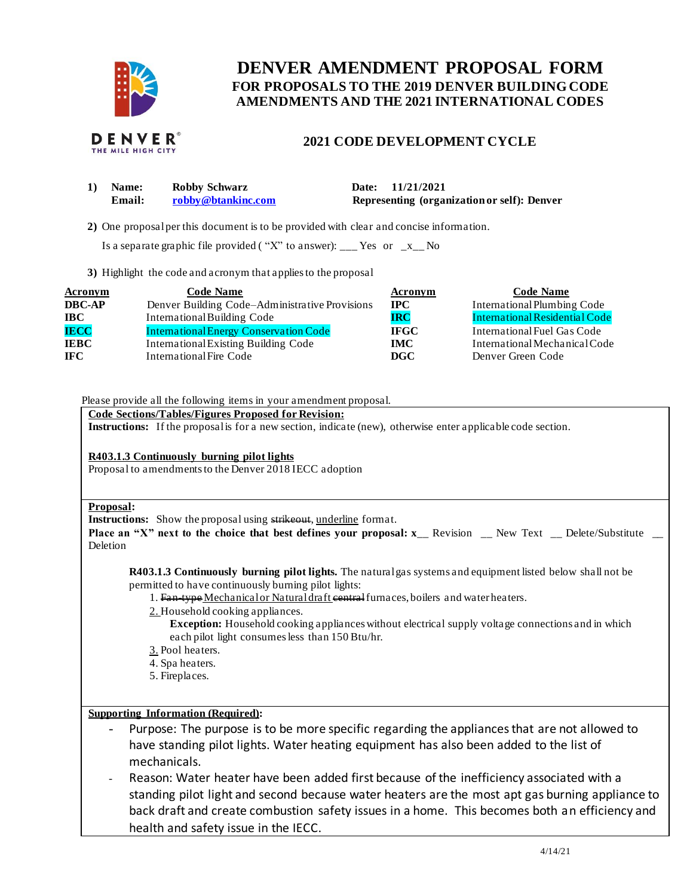# DENVER AMENDMENT PROPOSAL FORM

## FOR PROPOSALS TO THE 2019 DENVER BUILDING CODE AMENDMENTS AND THE 2021 INTERNATIONAL CODES

## 2021 CODE DEVELOPMENT CYCLE

**1) Name:** Robby Schwarz **Date:** 11/21/2021

**Email:** robby@btankinc.com **Representing (organization or self):** Denver

**2)** One proposal per this document is to be provided with clear and concise information.

Is a separate graphic file provided ( "X" to answer): ___ Yes or _x__ No

**3)** Highlight the code and acronym that applies to the proposal

| Acronym | Code Name | Acronym | Code Name |
|---|---|---|---|
| **DBC-AP** | Denver Building Code–Administrative Provisions | **IPC** | International Plumbing Code |
| **IBC** | International Building Code | **IRC** | International Residential Code |
| **IECC** | International Energy Conservation Code | **IFGC** | International Fuel Gas Code |
| **IEBC** | International Existing Building Code | **IMC** | International Mechanical Code |
| **IFC** | International Fire Code | **DGC** | Denver Green Code |

Please provide all the following items in your amendment proposal.

**Code Sections/Tables/Figures Proposed for Revision:**

**Instructions:** If the proposal is for a new section, indicate (new), otherwise enter applicable code section.

**R403.1.3 Continuously burning pilot lights**

Proposal to amendments to the Denver 2018 IECC adoption

**Proposal:**

**Instructions:** Show the proposal using ~~strikeout~~, <u>underline</u> format.

**Place an "X" next to the choice that best defines your proposal: x__** Revision __ New Text __ Delete/Substitute __ Deletion

**R403.1.3 Continuously burning pilot lights.** The natural gas systems and equipment listed below shall not be permitted to have continuously burning pilot lights:

1. ~~Fan-type~~ <u>Mechanical or Natural draft</u> ~~central~~ furnaces, boilers and water heaters.
<u>2.</u> Household cooking appliances.
   **Exception:** Household cooking appliances without electrical supply voltage connections and in which each pilot light consumes less than 150 Btu/hr.
<u>3.</u> Pool heaters.
4. Spa heaters.
5. Fireplaces.

**Supporting Information (Required):**

- Purpose: The purpose is to be more specific regarding the appliances that are not allowed to have standing pilot lights. Water heating equipment has also been added to the list of mechanicals.
- Reason: Water heater have been added first because of the inefficiency associated with a standing pilot light and second because water heaters are the most apt gas burning appliance to back draft and create combustion safety issues in a home. This becomes both an efficiency and health and safety issue in the IECC.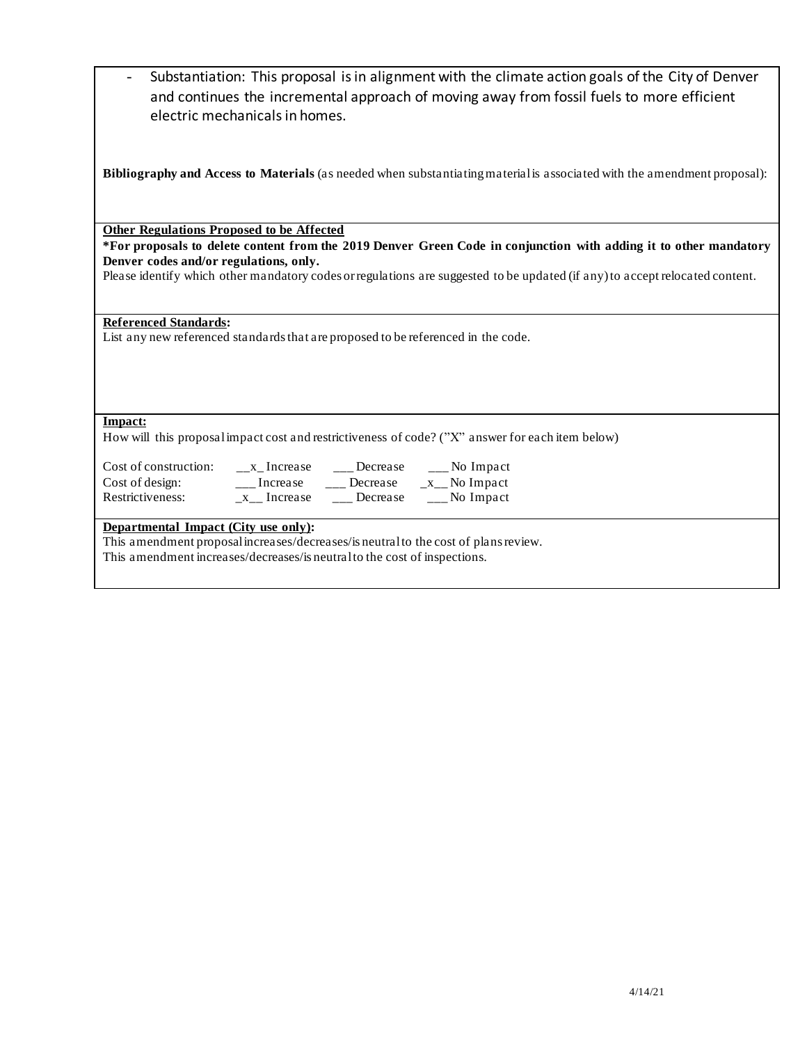- Substantiation: This proposal is in alignment with the climate action goals of the City of Denver and continues the incremental approach of moving away from fossil fuels to more efficient electric mechanicals in homes.

**Bibliography and Access to Materials** (as needed when substantiating material is associated with the amendment proposal):

**Other Regulations Proposed to be Affected**

**\*For proposals to delete content from the 2019 Denver Green Code in conjunction with adding it to other mandatory Denver codes and/or regulations, only.**

Please identify which other mandatory codes or regulations are suggested to be updated (if any) to accept relocated content.

**Referenced Standards:**

List any new referenced standards that are proposed to be referenced in the code.

**Impact:**

How will this proposal impact cost and restrictiveness of code? ("X" answer for each item below)

| | | | |
|---|---|---|---|
| Cost of construction: | __x_ Increase | ___ Decrease | ___ No Impact |
| Cost of design: | ___ Increase | ___ Decrease | _x__ No Impact |
| Restrictiveness: | _x__ Increase | ___ Decrease | ___ No Impact |

**Departmental Impact (City use only):**

This amendment proposal increases/decreases/is neutral to the cost of plans review.

This amendment increases/decreases/is neutral to the cost of inspections.